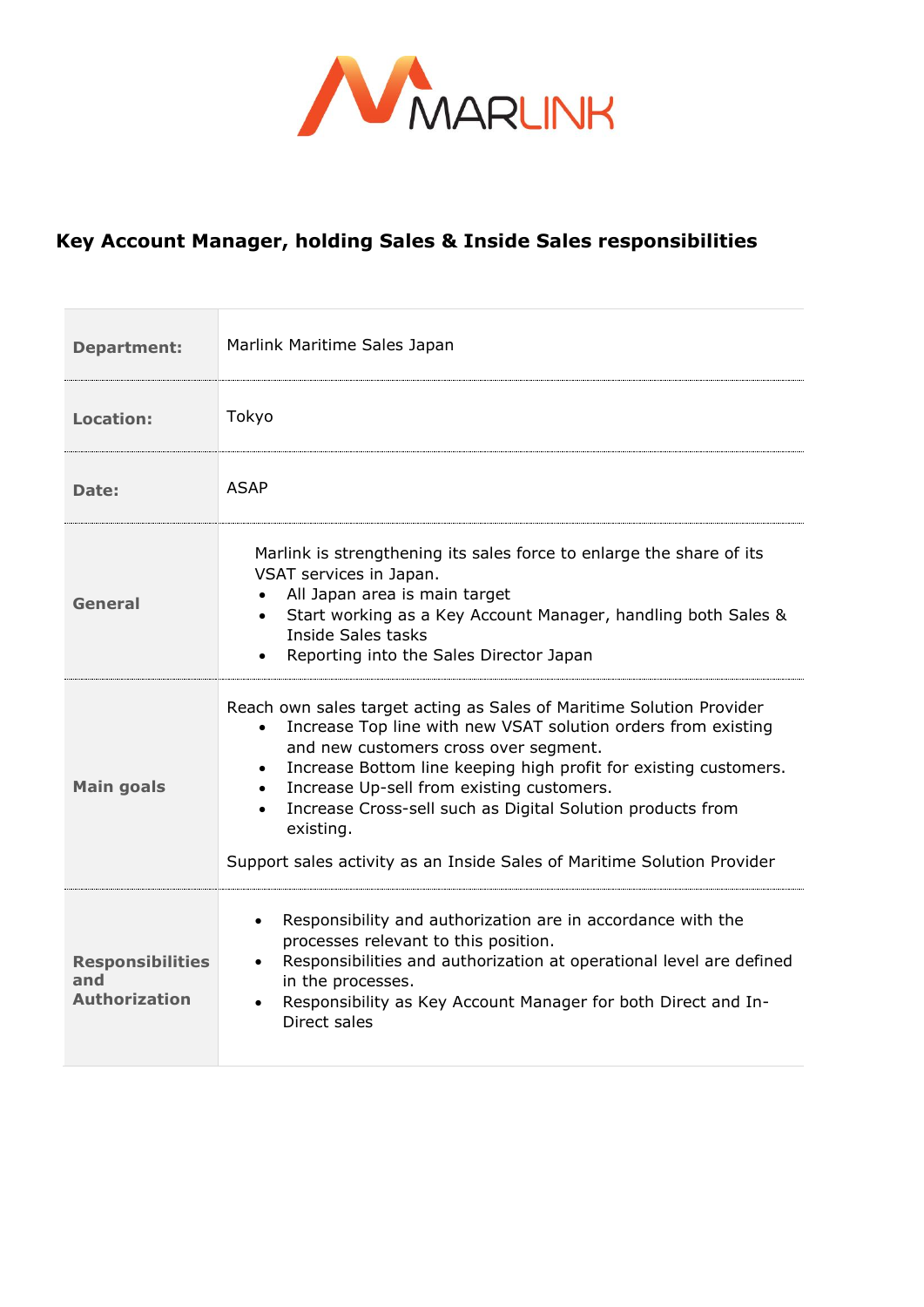# Key Account Manager, holding Sales & Inside Sales responsibilities

| | |
|---|---|
| **Department:** | Marlink Maritime Sales Japan |
| **Location:** | Tokyo |
| **Date:** | ASAP |
| **General** | Marlink is strengthening its sales force to enlarge the share of its VSAT services in Japan.<br>• All Japan area is main target<br>• Start working as a Key Account Manager, handling both Sales & Inside Sales tasks<br>• Reporting into the Sales Director Japan |
| **Main goals** | Reach own sales target acting as Sales of Maritime Solution Provider<br>• Increase Top line with new VSAT solution orders from existing and new customers cross over segment.<br>• Increase Bottom line keeping high profit for existing customers.<br>• Increase Up-sell from existing customers.<br>• Increase Cross-sell such as Digital Solution products from existing.<br><br>Support sales activity as an Inside Sales of Maritime Solution Provider |
| **Responsibilities and Authorization** | • Responsibility and authorization are in accordance with the processes relevant to this position.<br>• Responsibilities and authorization at operational level are defined in the processes.<br>• Responsibility as Key Account Manager for both Direct and In-Direct sales |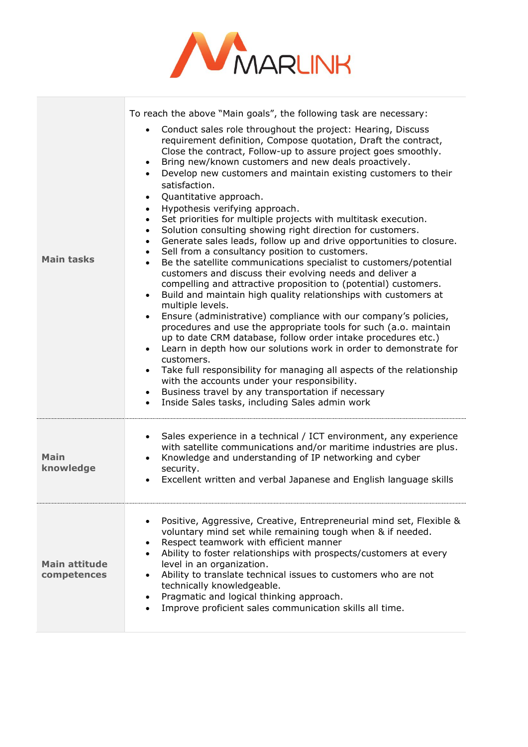| | |
|---|---|
| **Main tasks** | To reach the above "Main goals", the following task are necessary:<br>• Conduct sales role throughout the project: Hearing, Discuss requirement definition, Compose quotation, Draft the contract, Close the contract, Follow-up to assure project goes smoothly.<br>• Bring new/known customers and new deals proactively.<br>• Develop new customers and maintain existing customers to their satisfaction.<br>• Quantitative approach.<br>• Hypothesis verifying approach.<br>• Set priorities for multiple projects with multitask execution.<br>• Solution consulting showing right direction for customers.<br>• Generate sales leads, follow up and drive opportunities to closure.<br>• Sell from a consultancy position to customers.<br>• Be the satellite communications specialist to customers/potential customers and discuss their evolving needs and deliver a compelling and attractive proposition to (potential) customers.<br>• Build and maintain high quality relationships with customers at multiple levels.<br>• Ensure (administrative) compliance with our company's policies, procedures and use the appropriate tools for such (a.o. maintain up to date CRM database, follow order intake procedures etc.)<br>• Learn in depth how our solutions work in order to demonstrate for customers.<br>• Take full responsibility for managing all aspects of the relationship with the accounts under your responsibility.<br>• Business travel by any transportation if necessary<br>• Inside Sales tasks, including Sales admin work |
| **Main knowledge** | • Sales experience in a technical / ICT environment, any experience with satellite communications and/or maritime industries are plus.<br>• Knowledge and understanding of IP networking and cyber security.<br>• Excellent written and verbal Japanese and English language skills |
| **Main attitude competences** | • Positive, Aggressive, Creative, Entrepreneurial mind set, Flexible & voluntary mind set while remaining tough when & if needed.<br>• Respect teamwork with efficient manner<br>• Ability to foster relationships with prospects/customers at every level in an organization.<br>• Ability to translate technical issues to customers who are not technically knowledgeable.<br>• Pragmatic and logical thinking approach.<br>• Improve proficient sales communication skills all time. |